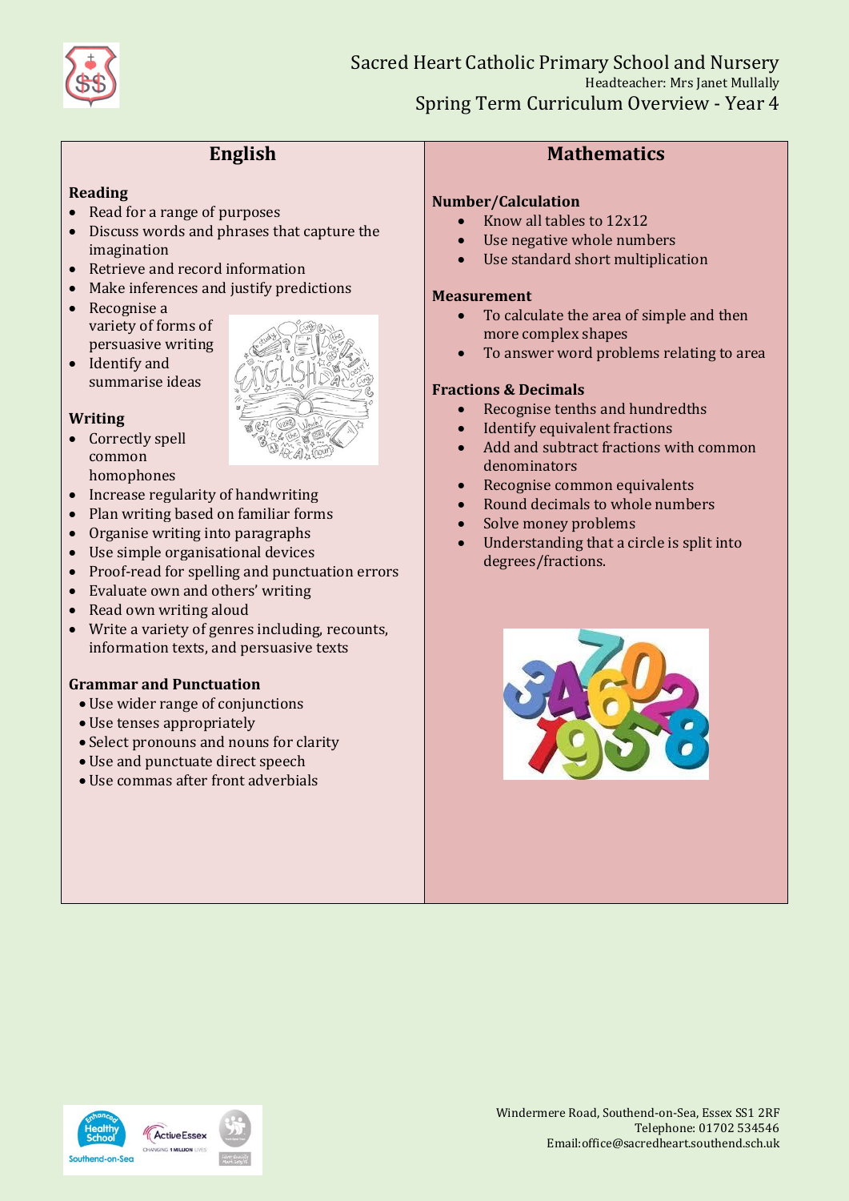# Sacred Heart Catholic Primary School and Nursery

Headteacher: Mrs Janet Mullally

## Spring Term Curriculum Overview - Year 4

## English

### Reading

- Read for a range of purposes
- Discuss words and phrases that capture the imagination
- Retrieve and record information
- Make inferences and justify predictions
- Recognise a variety of forms of persuasive writing
- Identify and summarise ideas

### Writing

- Correctly spell common homophones
- Increase regularity of handwriting
- Plan writing based on familiar forms
- Organise writing into paragraphs
- Use simple organisational devices
- Proof-read for spelling and punctuation errors
- Evaluate own and others' writing
- Read own writing aloud
- Write a variety of genres including, recounts, information texts, and persuasive texts

### Grammar and Punctuation

- Use wider range of conjunctions
- Use tenses appropriately
- Select pronouns and nouns for clarity
- Use and punctuate direct speech
- Use commas after front adverbials

## Mathematics

### Number/Calculation

- Know all tables to 12x12
- Use negative whole numbers
- Use standard short multiplication

### Measurement

- To calculate the area of simple and then more complex shapes
- To answer word problems relating to area

### Fractions & Decimals

- Recognise tenths and hundredths
- Identify equivalent fractions
- Add and subtract fractions with common denominators
- Recognise common equivalents
- Round decimals to whole numbers
- Solve money problems
- Understanding that a circle is split into degrees/fractions.

Windermere Road, Southend-on-Sea, Essex SS1 2RF
Telephone: 01702 534546
Email:office@sacredheart.southend.sch.uk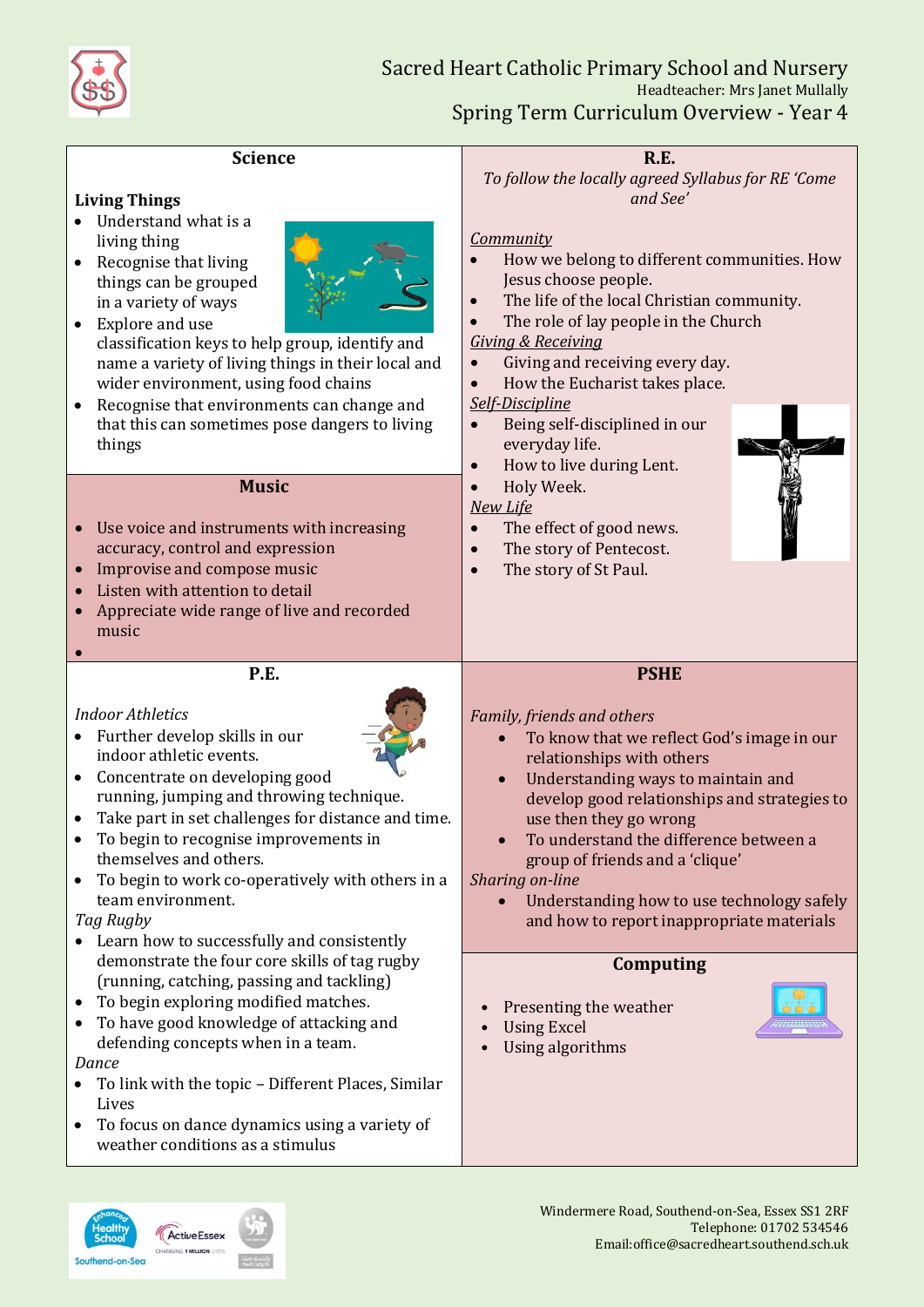# Sacred Heart Catholic Primary School and Nursery

Headteacher: Mrs Janet Mullally

## Spring Term Curriculum Overview - Year 4

### Science

**Living Things**

- Understand what is a living thing
- Recognise that living things can be grouped in a variety of ways
- Explore and use classification keys to help group, identify and name a variety of living things in their local and wider environment, using food chains
- Recognise that environments can change and that this can sometimes pose dangers to living things

### Music

- Use voice and instruments with increasing accuracy, control and expression
- Improvise and compose music
- Listen with attention to detail
- Appreciate wide range of live and recorded music

### P.E.

*Indoor Athletics*

- Further develop skills in our indoor athletic events.
- Concentrate on developing good running, jumping and throwing technique.
- Take part in set challenges for distance and time.
- To begin to recognise improvements in themselves and others.
- To begin to work co-operatively with others in a team environment.

*Tag Rugby*

- Learn how to successfully and consistently demonstrate the four core skills of tag rugby (running, catching, passing and tackling)
- To begin exploring modified matches.
- To have good knowledge of attacking and defending concepts when in a team.

*Dance*

- To link with the topic – Different Places, Similar Lives
- To focus on dance dynamics using a variety of weather conditions as a stimulus

### R.E.

*To follow the locally agreed Syllabus for RE 'Come and See'*

*Community*

- How we belong to different communities. How Jesus choose people.
- The life of the local Christian community.
- The role of lay people in the Church

*Giving & Receiving*

- Giving and receiving every day.
- How the Eucharist takes place.

*Self-Discipline*

- Being self-disciplined in our everyday life.
- How to live during Lent.
- Holy Week.

*New Life*

- The effect of good news.
- The story of Pentecost.
- The story of St Paul.

### PSHE

*Family, friends and others*

- To know that we reflect God's image in our relationships with others
- Understanding ways to maintain and develop good relationships and strategies to use then they go wrong
- To understand the difference between a group of friends and a 'clique'

*Sharing on-line*

- Understanding how to use technology safely and how to report inappropriate materials

### Computing

- Presenting the weather
- Using Excel
- Using algorithms

Windermere Road, Southend-on-Sea, Essex SS1 2RF
Telephone: 01702 534456
Email:office@sacredheart.southend.sch.uk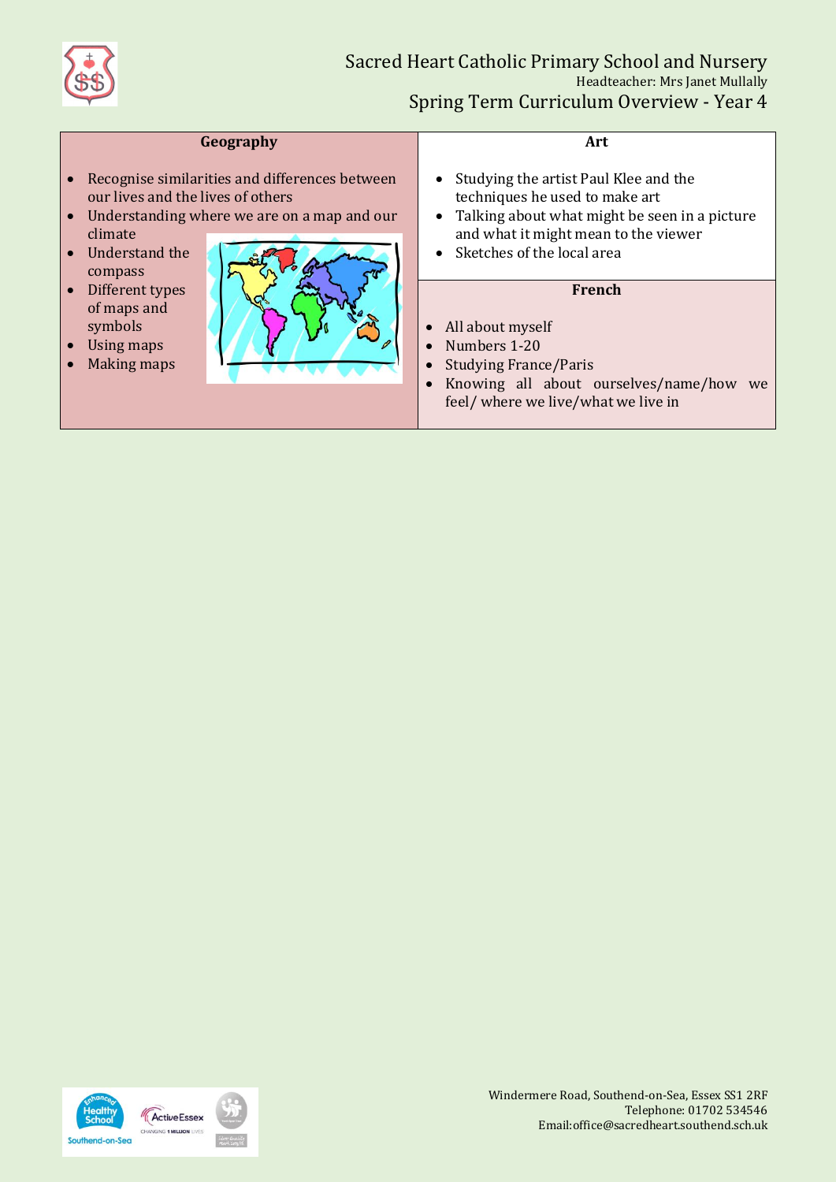Sacred Heart Catholic Primary School and Nursery

Headteacher: Mrs Janet Mullally

Spring Term Curriculum Overview - Year 4

## Geography

- Recognise similarities and differences between our lives and the lives of others
- Understanding where we are on a map and our climate
- Understand the compass
- Different types of maps and symbols
- Using maps
- Making maps

## Art

- Studying the artist Paul Klee and the techniques he used to make art
- Talking about what might be seen in a picture and what it might mean to the viewer
- Sketches of the local area

## French

- All about myself
- Numbers 1-20
- Studying France/Paris
- Knowing all about ourselves/name/how we feel/ where we live/what we live in

Windermere Road, Southend-on-Sea, Essex SS1 2RF
Telephone: 01702 534546
Email:office@sacredheart.southend.sch.uk